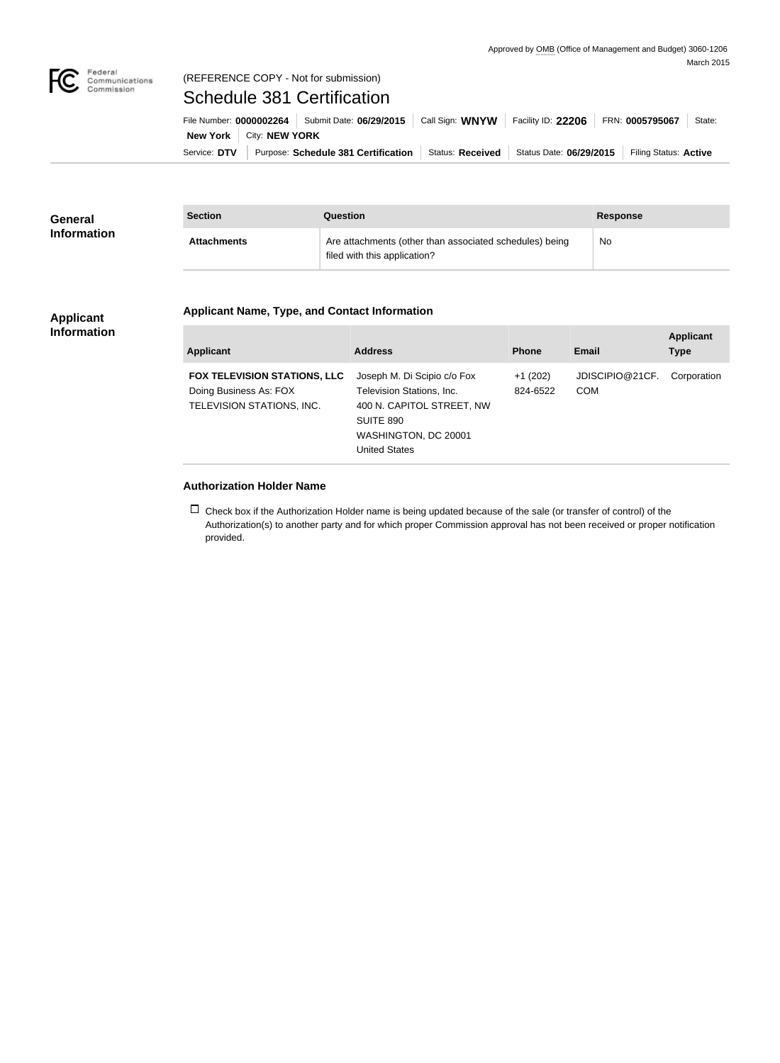Approved by OMB (Office of Management and Budget) 3060-1206
March 2015

(REFERENCE COPY - Not for submission)

# Schedule 381 Certification

File Number: **0000002264** | Submit Date: **06/29/2015** | Call Sign: **WNYW** | Facility ID: **22206** | FRN: **0005795067** | State: **New York** | City: **NEW YORK**

Service: **DTV** | Purpose: **Schedule 381 Certification** | Status: **Received** | Status Date: **06/29/2015** | Filing Status: **Active**

## General Information

| Section | Question | Response |
| --- | --- | --- |
| Attachments | Are attachments (other than associated schedules) being filed with this application? | No |

## Applicant Information

### Applicant Name, Type, and Contact Information

| Applicant | Address | Phone | Email | Applicant Type |
| --- | --- | --- | --- | --- |
| **FOX TELEVISION STATIONS, LLC** Doing Business As: FOX TELEVISION STATIONS, INC. | Joseph M. Di Scipio c/o Fox Television Stations, Inc. 400 N. CAPITOL STREET, NW SUITE 890 WASHINGTON, DC 20001 United States | +1 (202) 824-6522 | JDISCIPIO@21CF.COM | Corporation |

### Authorization Holder Name

☐ Check box if the Authorization Holder name is being updated because of the sale (or transfer of control) of the Authorization(s) to another party and for which proper Commission approval has not been received or proper notification provided.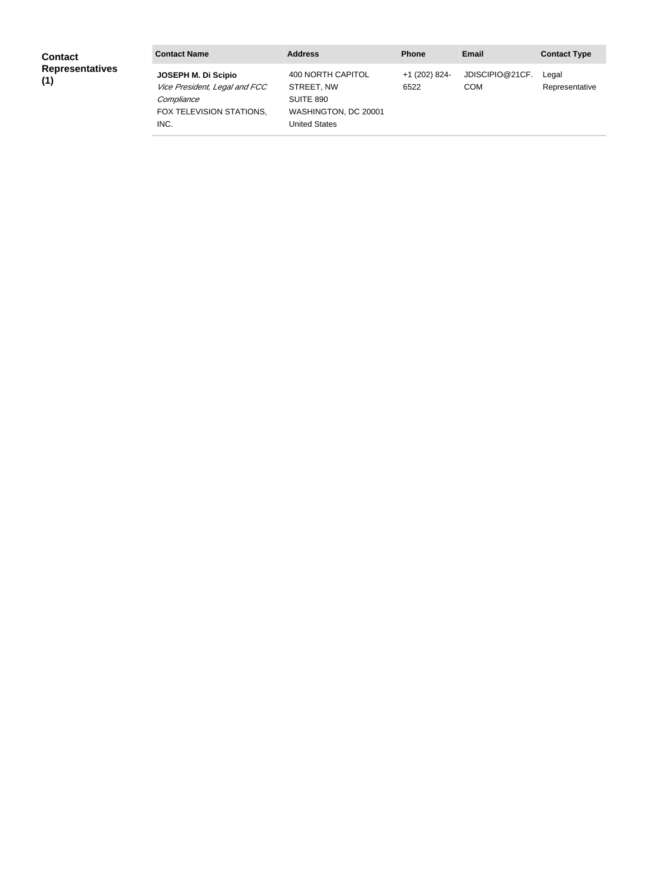**Contact Representatives (1)**

| Contact Name | Address | Phone | Email | Contact Type |
| --- | --- | --- | --- | --- |
| **JOSEPH M. Di Scipio**<br>*Vice President, Legal and FCC Compliance*<br>FOX TELEVISION STATIONS, INC. | 400 NORTH CAPITOL STREET, NW<br>SUITE 890<br>WASHINGTON, DC 20001<br>United States | +1 (202) 824-6522 | JDISCIPIO@21CF.COM | Legal Representative |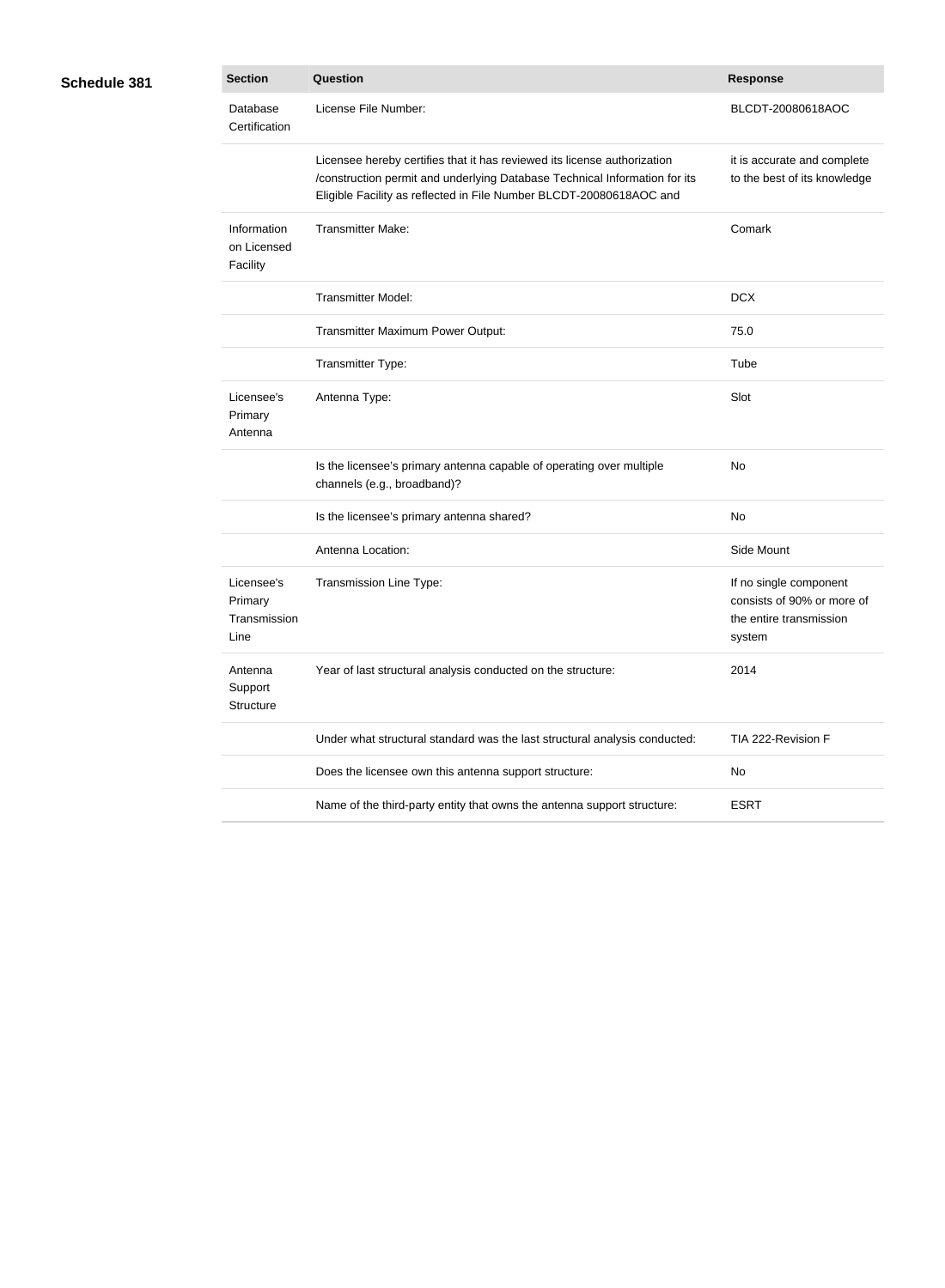**Schedule 381**

| Section | Question | Response |
|---|---|---|
| Database Certification | License File Number: | BLCDT-20080618AOC |
| | Licensee hereby certifies that it has reviewed its license authorization /construction permit and underlying Database Technical Information for its Eligible Facility as reflected in File Number BLCDT-20080618AOC and | it is accurate and complete to the best of its knowledge |
| Information on Licensed Facility | Transmitter Make: | Comark |
| | Transmitter Model: | DCX |
| | Transmitter Maximum Power Output: | 75.0 |
| | Transmitter Type: | Tube |
| Licensee's Primary Antenna | Antenna Type: | Slot |
| | Is the licensee's primary antenna capable of operating over multiple channels (e.g., broadband)? | No |
| | Is the licensee's primary antenna shared? | No |
| | Antenna Location: | Side Mount |
| Licensee's Primary Transmission Line | Transmission Line Type: | If no single component consists of 90% or more of the entire transmission system |
| Antenna Support Structure | Year of last structural analysis conducted on the structure: | 2014 |
| | Under what structural standard was the last structural analysis conducted: | TIA 222-Revision F |
| | Does the licensee own this antenna support structure: | No |
| | Name of the third-party entity that owns the antenna support structure: | ESRT |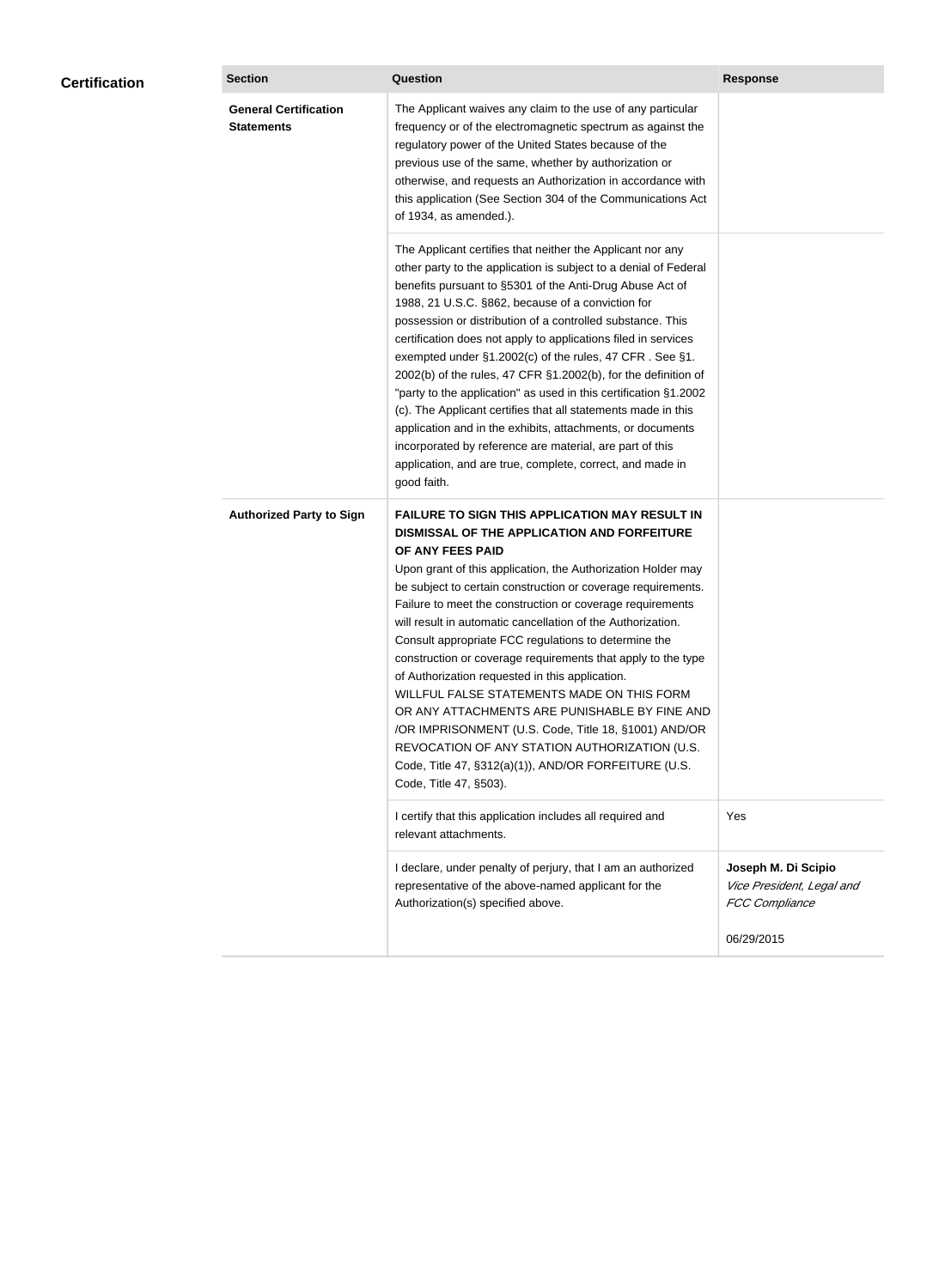## Certification

| Section | Question | Response |
|---|---|---|
| **General Certification Statements** | The Applicant waives any claim to the use of any particular frequency or of the electromagnetic spectrum as against the regulatory power of the United States because of the previous use of the same, whether by authorization or otherwise, and requests an Authorization in accordance with this application (See Section 304 of the Communications Act of 1934, as amended.). | |
| | The Applicant certifies that neither the Applicant nor any other party to the application is subject to a denial of Federal benefits pursuant to §5301 of the Anti-Drug Abuse Act of 1988, 21 U.S.C. §862, because of a conviction for possession or distribution of a controlled substance. This certification does not apply to applications filed in services exempted under §1.2002(c) of the rules, 47 CFR . See §1. 2002(b) of the rules, 47 CFR §1.2002(b), for the definition of "party to the application" as used in this certification §1.2002 (c). The Applicant certifies that all statements made in this application and in the exhibits, attachments, or documents incorporated by reference are material, are part of this application, and are true, complete, correct, and made in good faith. | |
| **Authorized Party to Sign** | **FAILURE TO SIGN THIS APPLICATION MAY RESULT IN DISMISSAL OF THE APPLICATION AND FORFEITURE OF ANY FEES PAID** Upon grant of this application, the Authorization Holder may be subject to certain construction or coverage requirements. Failure to meet the construction or coverage requirements will result in automatic cancellation of the Authorization. Consult appropriate FCC regulations to determine the construction or coverage requirements that apply to the type of Authorization requested in this application. WILLFUL FALSE STATEMENTS MADE ON THIS FORM OR ANY ATTACHMENTS ARE PUNISHABLE BY FINE AND /OR IMPRISONMENT (U.S. Code, Title 18, §1001) AND/OR REVOCATION OF ANY STATION AUTHORIZATION (U.S. Code, Title 47, §312(a)(1)), AND/OR FORFEITURE (U.S. Code, Title 47, §503). | |
| | I certify that this application includes all required and relevant attachments. | Yes |
| | I declare, under penalty of perjury, that I am an authorized representative of the above-named applicant for the Authorization(s) specified above. | **Joseph M. Di Scipio** *Vice President, Legal and FCC Compliance* 06/29/2015 |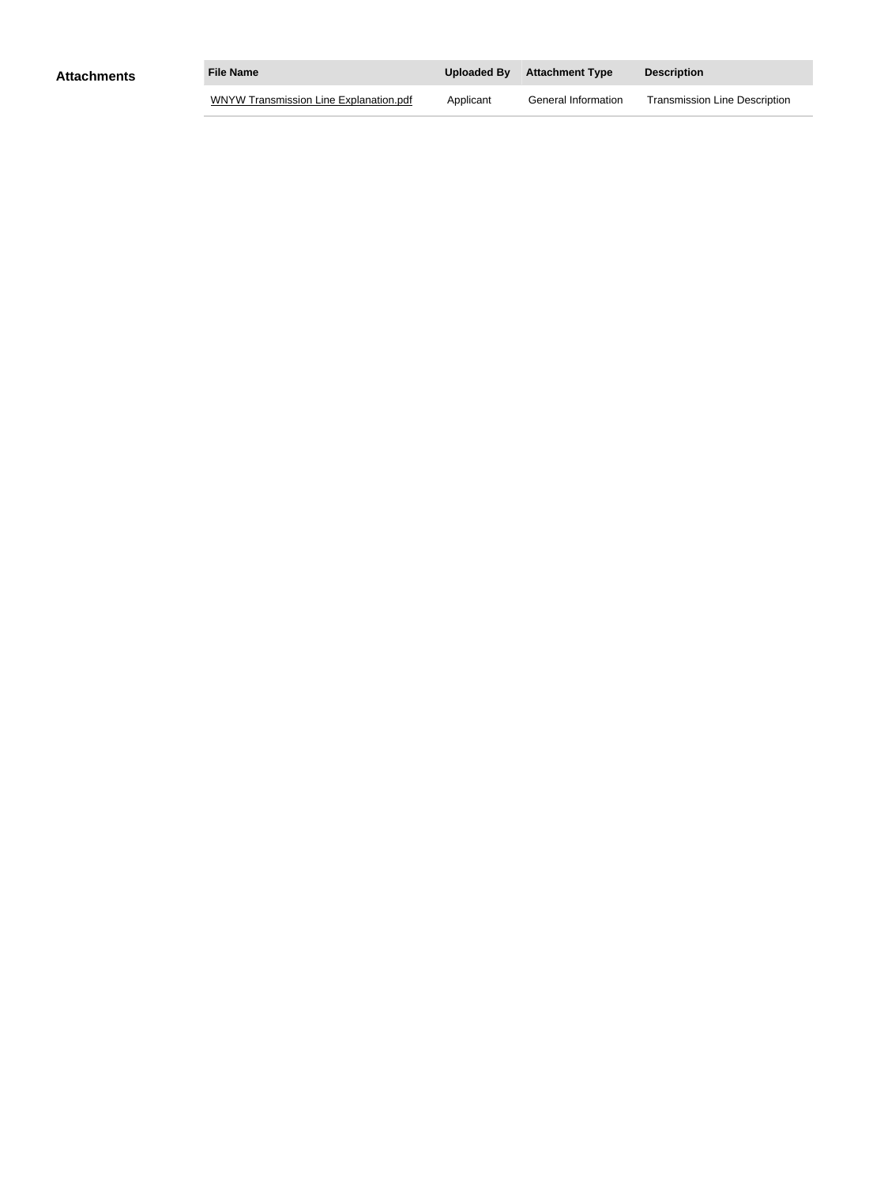## Attachments

| File Name | Uploaded By | Attachment Type | Description |
|---|---|---|---|
| WNYW Transmission Line Explanation.pdf | Applicant | General Information | Transmission Line Description |